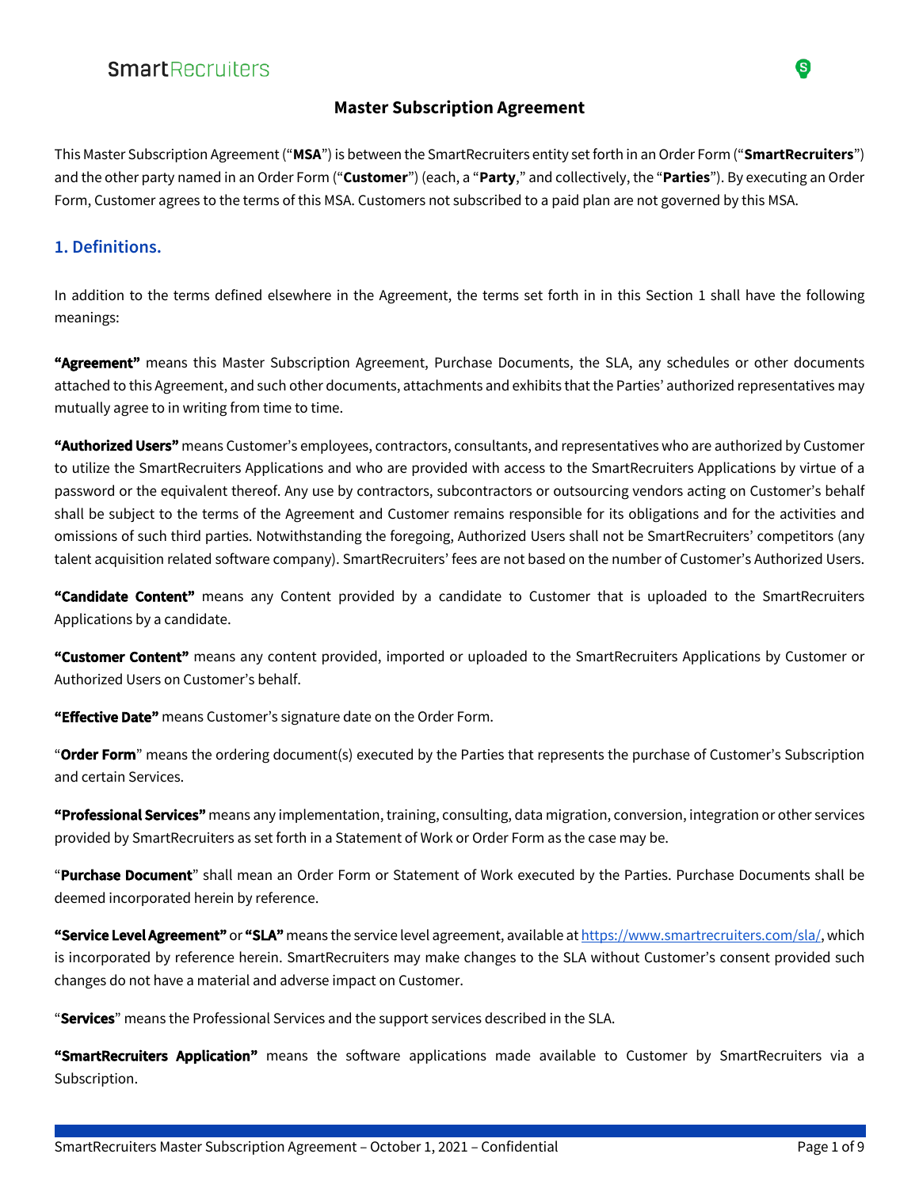# Master Subscription Agreement

This Master Subscription Agreement ("**MSA**") is between the SmartRecruiters entity set forth in an Order Form ("**SmartRecruiters**") and the other party named in an Order Form ("**Customer**") (each, a "**Party**," and collectively, the "**Parties**"). By executing an Order Form, Customer agrees to the terms of this MSA. Customers not subscribed to a paid plan are not governed by this MSA.

## 1. Definitions.

In addition to the terms defined elsewhere in the Agreement, the terms set forth in in this Section 1 shall have the following meanings:

**"Agreement"** means this Master Subscription Agreement, Purchase Documents, the SLA, any schedules or other documents attached to this Agreement, and such other documents, attachments and exhibits that the Parties' authorized representatives may mutually agree to in writing from time to time.

**"Authorized Users"** means Customer's employees, contractors, consultants, and representatives who are authorized by Customer to utilize the SmartRecruiters Applications and who are provided with access to the SmartRecruiters Applications by virtue of a password or the equivalent thereof. Any use by contractors, subcontractors or outsourcing vendors acting on Customer's behalf shall be subject to the terms of the Agreement and Customer remains responsible for its obligations and for the activities and omissions of such third parties. Notwithstanding the foregoing, Authorized Users shall not be SmartRecruiters' competitors (any talent acquisition related software company). SmartRecruiters' fees are not based on the number of Customer's Authorized Users.

**"Candidate Content"** means any Content provided by a candidate to Customer that is uploaded to the SmartRecruiters Applications by a candidate.

**"Customer Content"** means any content provided, imported or uploaded to the SmartRecruiters Applications by Customer or Authorized Users on Customer's behalf.

**"Effective Date"** means Customer's signature date on the Order Form.

"**Order Form**" means the ordering document(s) executed by the Parties that represents the purchase of Customer's Subscription and certain Services.

**"Professional Services"** means any implementation, training, consulting, data migration, conversion, integration or other services provided by SmartRecruiters as set forth in a Statement of Work or Order Form as the case may be.

"**Purchase Document**" shall mean an Order Form or Statement of Work executed by the Parties. Purchase Documents shall be deemed incorporated herein by reference.

**"Service Level Agreement"** or **"SLA"** means the service level agreement, available at https://www.smartrecruiters.com/sla/, which is incorporated by reference herein. SmartRecruiters may make changes to the SLA without Customer's consent provided such changes do not have a material and adverse impact on Customer.

"**Services**" means the Professional Services and the support services described in the SLA.

**"SmartRecruiters Application"** means the software applications made available to Customer by SmartRecruiters via a Subscription.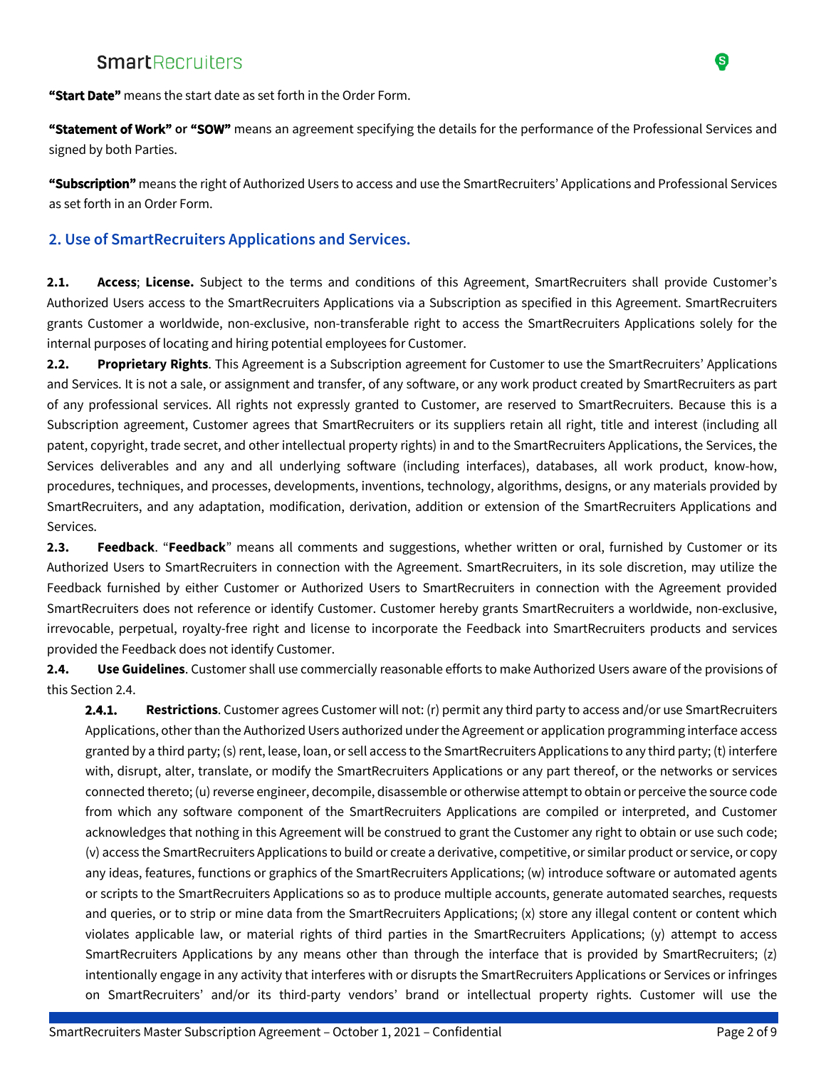**"Start Date"** means the start date as set forth in the Order Form.

**"Statement of Work"** or **"SOW"** means an agreement specifying the details for the performance of the Professional Services and signed by both Parties.

**"Subscription"** means the right of Authorized Users to access and use the SmartRecruiters' Applications and Professional Services as set forth in an Order Form.

## 2. Use of SmartRecruiters Applications and Services.

**2.1. Access**; **License.** Subject to the terms and conditions of this Agreement, SmartRecruiters shall provide Customer's Authorized Users access to the SmartRecruiters Applications via a Subscription as specified in this Agreement. SmartRecruiters grants Customer a worldwide, non-exclusive, non-transferable right to access the SmartRecruiters Applications solely for the internal purposes of locating and hiring potential employees for Customer.

**2.2. Proprietary Rights**. This Agreement is a Subscription agreement for Customer to use the SmartRecruiters' Applications and Services. It is not a sale, or assignment and transfer, of any software, or any work product created by SmartRecruiters as part of any professional services. All rights not expressly granted to Customer, are reserved to SmartRecruiters. Because this is a Subscription agreement, Customer agrees that SmartRecruiters or its suppliers retain all right, title and interest (including all patent, copyright, trade secret, and other intellectual property rights) in and to the SmartRecruiters Applications, the Services, the Services deliverables and any and all underlying software (including interfaces), databases, all work product, know-how, procedures, techniques, and processes, developments, inventions, technology, algorithms, designs, or any materials provided by SmartRecruiters, and any adaptation, modification, derivation, addition or extension of the SmartRecruiters Applications and Services.

**2.3. Feedback**. "**Feedback**" means all comments and suggestions, whether written or oral, furnished by Customer or its Authorized Users to SmartRecruiters in connection with the Agreement. SmartRecruiters, in its sole discretion, may utilize the Feedback furnished by either Customer or Authorized Users to SmartRecruiters in connection with the Agreement provided SmartRecruiters does not reference or identify Customer. Customer hereby grants SmartRecruiters a worldwide, non-exclusive, irrevocable, perpetual, royalty-free right and license to incorporate the Feedback into SmartRecruiters products and services provided the Feedback does not identify Customer.

**2.4. Use Guidelines**. Customer shall use commercially reasonable efforts to make Authorized Users aware of the provisions of this Section 2.4.

**2.4.1. Restrictions**. Customer agrees Customer will not: (r) permit any third party to access and/or use SmartRecruiters Applications, other than the Authorized Users authorized under the Agreement or application programming interface access granted by a third party; (s) rent, lease, loan, or sell access to the SmartRecruiters Applications to any third party; (t) interfere with, disrupt, alter, translate, or modify the SmartRecruiters Applications or any part thereof, or the networks or services connected thereto; (u) reverse engineer, decompile, disassemble or otherwise attempt to obtain or perceive the source code from which any software component of the SmartRecruiters Applications are compiled or interpreted, and Customer acknowledges that nothing in this Agreement will be construed to grant the Customer any right to obtain or use such code; (v) access the SmartRecruiters Applications to build or create a derivative, competitive, or similar product or service, or copy any ideas, features, functions or graphics of the SmartRecruiters Applications; (w) introduce software or automated agents or scripts to the SmartRecruiters Applications so as to produce multiple accounts, generate automated searches, requests and queries, or to strip or mine data from the SmartRecruiters Applications; (x) store any illegal content or content which violates applicable law, or material rights of third parties in the SmartRecruiters Applications; (y) attempt to access SmartRecruiters Applications by any means other than through the interface that is provided by SmartRecruiters; (z) intentionally engage in any activity that interferes with or disrupts the SmartRecruiters Applications or Services or infringes on SmartRecruiters' and/or its third-party vendors' brand or intellectual property rights. Customer will use the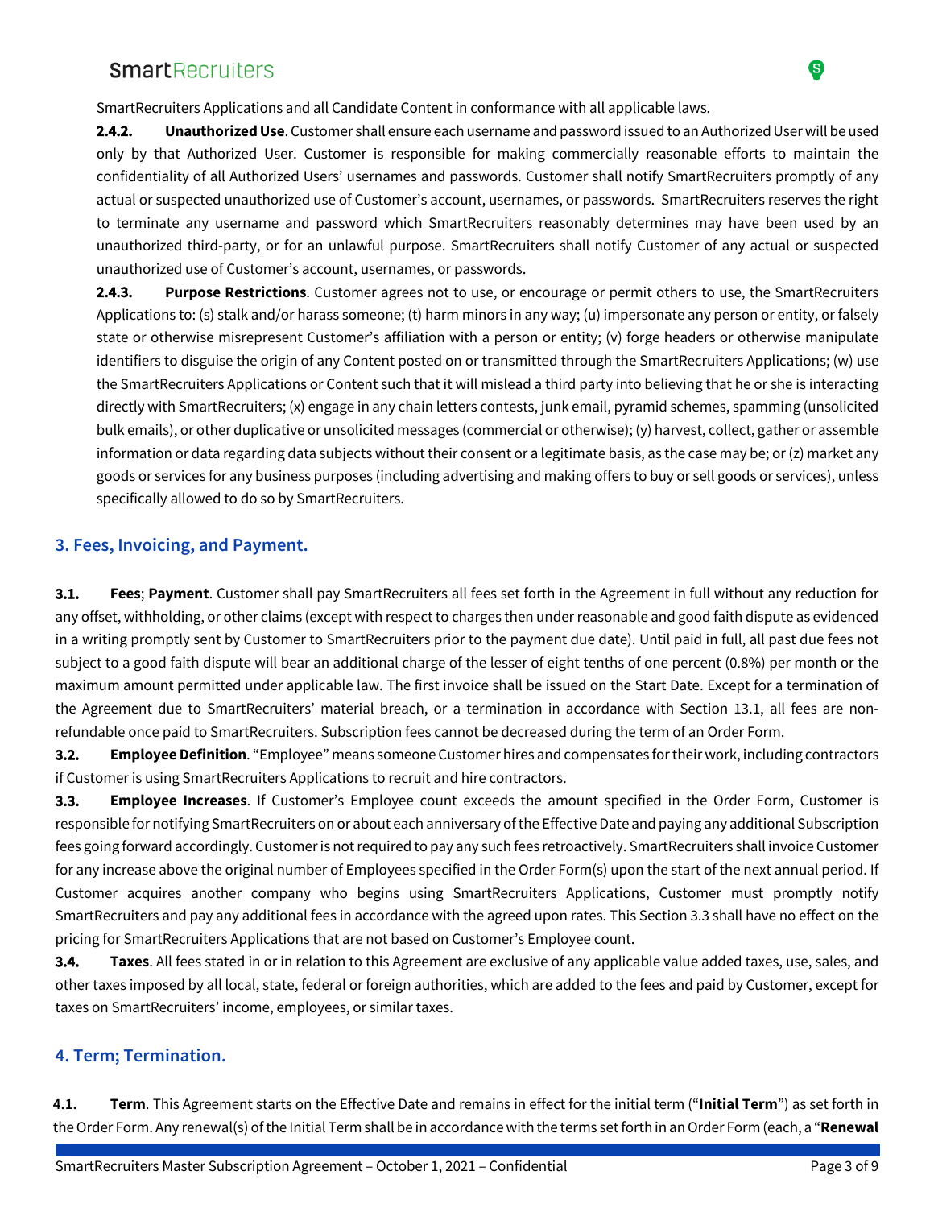SmartRecruiters Applications and all Candidate Content in conformance with all applicable laws.

**2.4.2. Unauthorized Use**. Customer shall ensure each username and password issued to an Authorized User will be used only by that Authorized User. Customer is responsible for making commercially reasonable efforts to maintain the confidentiality of all Authorized Users' usernames and passwords. Customer shall notify SmartRecruiters promptly of any actual or suspected unauthorized use of Customer's account, usernames, or passwords. SmartRecruiters reserves the right to terminate any username and password which SmartRecruiters reasonably determines may have been used by an unauthorized third-party, or for an unlawful purpose. SmartRecruiters shall notify Customer of any actual or suspected unauthorized use of Customer's account, usernames, or passwords.

**2.4.3. Purpose Restrictions**. Customer agrees not to use, or encourage or permit others to use, the SmartRecruiters Applications to: (s) stalk and/or harass someone; (t) harm minors in any way; (u) impersonate any person or entity, or falsely state or otherwise misrepresent Customer's affiliation with a person or entity; (v) forge headers or otherwise manipulate identifiers to disguise the origin of any Content posted on or transmitted through the SmartRecruiters Applications; (w) use the SmartRecruiters Applications or Content such that it will mislead a third party into believing that he or she is interacting directly with SmartRecruiters; (x) engage in any chain letters contests, junk email, pyramid schemes, spamming (unsolicited bulk emails), or other duplicative or unsolicited messages (commercial or otherwise); (y) harvest, collect, gather or assemble information or data regarding data subjects without their consent or a legitimate basis, as the case may be; or (z) market any goods or services for any business purposes (including advertising and making offers to buy or sell goods or services), unless specifically allowed to do so by SmartRecruiters.

## 3. Fees, Invoicing, and Payment.

**3.1. Fees**; **Payment**. Customer shall pay SmartRecruiters all fees set forth in the Agreement in full without any reduction for any offset, withholding, or other claims (except with respect to charges then under reasonable and good faith dispute as evidenced in a writing promptly sent by Customer to SmartRecruiters prior to the payment due date). Until paid in full, all past due fees not subject to a good faith dispute will bear an additional charge of the lesser of eight tenths of one percent (0.8%) per month or the maximum amount permitted under applicable law. The first invoice shall be issued on the Start Date. Except for a termination of the Agreement due to SmartRecruiters' material breach, or a termination in accordance with Section 13.1, all fees are non-refundable once paid to SmartRecruiters. Subscription fees cannot be decreased during the term of an Order Form.

**3.2. Employee Definition**. "Employee" means someone Customer hires and compensates for their work, including contractors if Customer is using SmartRecruiters Applications to recruit and hire contractors.

**3.3. Employee Increases**. If Customer's Employee count exceeds the amount specified in the Order Form, Customer is responsible for notifying SmartRecruiters on or about each anniversary of the Effective Date and paying any additional Subscription fees going forward accordingly. Customer is not required to pay any such fees retroactively. SmartRecruiters shall invoice Customer for any increase above the original number of Employees specified in the Order Form(s) upon the start of the next annual period. If Customer acquires another company who begins using SmartRecruiters Applications, Customer must promptly notify SmartRecruiters and pay any additional fees in accordance with the agreed upon rates. This Section 3.3 shall have no effect on the pricing for SmartRecruiters Applications that are not based on Customer's Employee count.

**3.4. Taxes**. All fees stated in or in relation to this Agreement are exclusive of any applicable value added taxes, use, sales, and other taxes imposed by all local, state, federal or foreign authorities, which are added to the fees and paid by Customer, except for taxes on SmartRecruiters' income, employees, or similar taxes.

## 4. Term; Termination.

**4.1. Term**. This Agreement starts on the Effective Date and remains in effect for the initial term ("**Initial Term**") as set forth in the Order Form. Any renewal(s) of the Initial Term shall be in accordance with the terms set forth in an Order Form (each, a "**Renewal**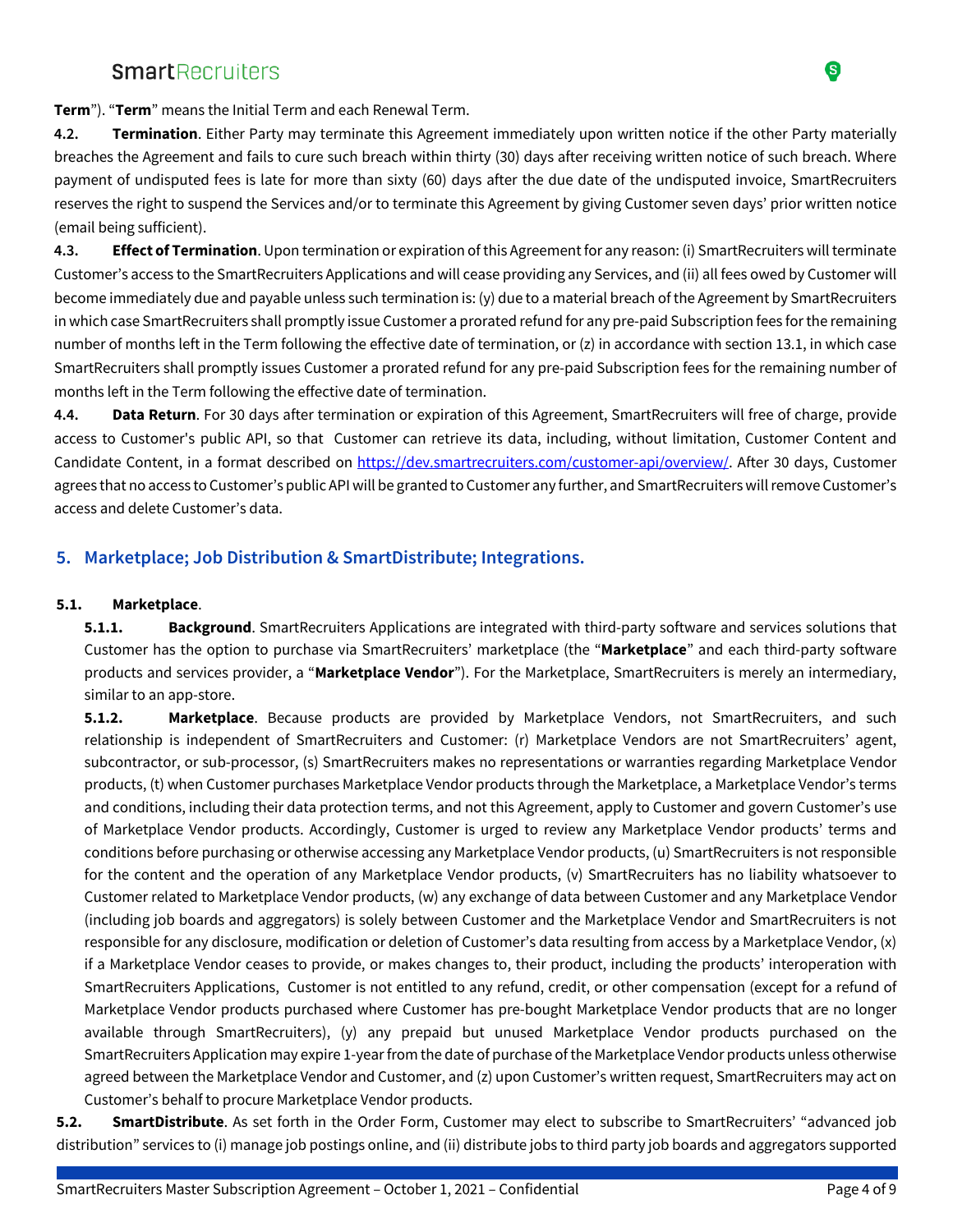**Term**"). "**Term**" means the Initial Term and each Renewal Term.

**4.2. Termination**. Either Party may terminate this Agreement immediately upon written notice if the other Party materially breaches the Agreement and fails to cure such breach within thirty (30) days after receiving written notice of such breach. Where payment of undisputed fees is late for more than sixty (60) days after the due date of the undisputed invoice, SmartRecruiters reserves the right to suspend the Services and/or to terminate this Agreement by giving Customer seven days' prior written notice (email being sufficient).

**4.3. Effect of Termination**. Upon termination or expiration of this Agreement for any reason: (i) SmartRecruiters will terminate Customer's access to the SmartRecruiters Applications and will cease providing any Services, and (ii) all fees owed by Customer will become immediately due and payable unless such termination is: (y) due to a material breach of the Agreement by SmartRecruiters in which case SmartRecruiters shall promptly issue Customer a prorated refund for any pre-paid Subscription fees for the remaining number of months left in the Term following the effective date of termination, or (z) in accordance with section 13.1, in which case SmartRecruiters shall promptly issues Customer a prorated refund for any pre-paid Subscription fees for the remaining number of months left in the Term following the effective date of termination.

**4.4. Data Return**. For 30 days after termination or expiration of this Agreement, SmartRecruiters will free of charge, provide access to Customer's public API, so that Customer can retrieve its data, including, without limitation, Customer Content and Candidate Content, in a format described on https://dev.smartrecruiters.com/customer-api/overview/. After 30 days, Customer agrees that no access to Customer's public API will be granted to Customer any further, and SmartRecruiters will remove Customer's access and delete Customer's data.

## 5. Marketplace; Job Distribution & SmartDistribute; Integrations.

**5.1. Marketplace**.

**5.1.1. Background**. SmartRecruiters Applications are integrated with third-party software and services solutions that Customer has the option to purchase via SmartRecruiters' marketplace (the "**Marketplace**" and each third-party software products and services provider, a "**Marketplace Vendor**"). For the Marketplace, SmartRecruiters is merely an intermediary, similar to an app-store.

**5.1.2. Marketplace**. Because products are provided by Marketplace Vendors, not SmartRecruiters, and such relationship is independent of SmartRecruiters and Customer: (r) Marketplace Vendors are not SmartRecruiters' agent, subcontractor, or sub-processor, (s) SmartRecruiters makes no representations or warranties regarding Marketplace Vendor products, (t) when Customer purchases Marketplace Vendor products through the Marketplace, a Marketplace Vendor's terms and conditions, including their data protection terms, and not this Agreement, apply to Customer and govern Customer's use of Marketplace Vendor products. Accordingly, Customer is urged to review any Marketplace Vendor products' terms and conditions before purchasing or otherwise accessing any Marketplace Vendor products, (u) SmartRecruiters is not responsible for the content and the operation of any Marketplace Vendor products, (v) SmartRecruiters has no liability whatsoever to Customer related to Marketplace Vendor products, (w) any exchange of data between Customer and any Marketplace Vendor (including job boards and aggregators) is solely between Customer and the Marketplace Vendor and SmartRecruiters is not responsible for any disclosure, modification or deletion of Customer's data resulting from access by a Marketplace Vendor, (x) if a Marketplace Vendor ceases to provide, or makes changes to, their product, including the products' interoperation with SmartRecruiters Applications, Customer is not entitled to any refund, credit, or other compensation (except for a refund of Marketplace Vendor products purchased where Customer has pre-bought Marketplace Vendor products that are no longer available through SmartRecruiters), (y) any prepaid but unused Marketplace Vendor products purchased on the SmartRecruiters Application may expire 1-year from the date of purchase of the Marketplace Vendor products unless otherwise agreed between the Marketplace Vendor and Customer, and (z) upon Customer's written request, SmartRecruiters may act on Customer's behalf to procure Marketplace Vendor products.

**5.2. SmartDistribute**. As set forth in the Order Form, Customer may elect to subscribe to SmartRecruiters' "advanced job distribution" services to (i) manage job postings online, and (ii) distribute jobs to third party job boards and aggregators supported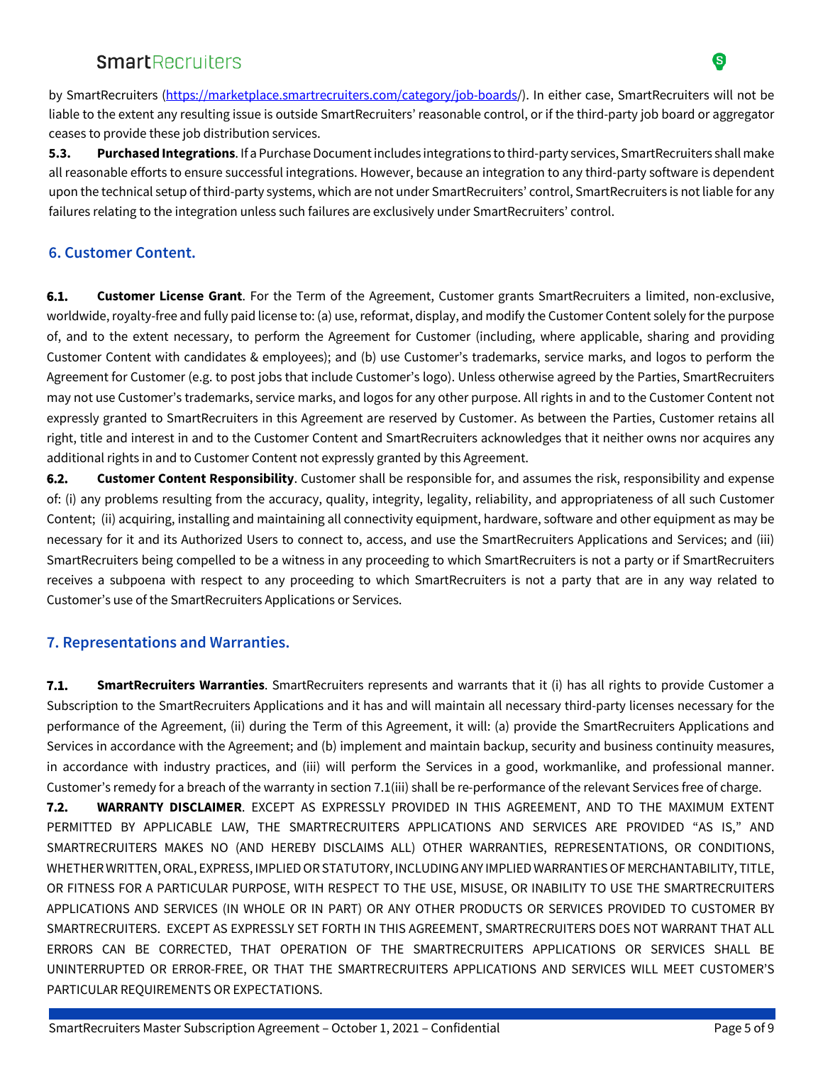by SmartRecruiters (https://marketplace.smartrecruiters.com/category/job-boards/). In either case, SmartRecruiters will not be liable to the extent any resulting issue is outside SmartRecruiters' reasonable control, or if the third-party job board or aggregator ceases to provide these job distribution services.

**5.3. Purchased Integrations**. If a Purchase Document includes integrations to third-party services, SmartRecruiters shall make all reasonable efforts to ensure successful integrations. However, because an integration to any third-party software is dependent upon the technical setup of third-party systems, which are not under SmartRecruiters' control, SmartRecruiters is not liable for any failures relating to the integration unless such failures are exclusively under SmartRecruiters' control.

## 6. Customer Content.

**6.1. Customer License Grant**. For the Term of the Agreement, Customer grants SmartRecruiters a limited, non-exclusive, worldwide, royalty-free and fully paid license to: (a) use, reformat, display, and modify the Customer Content solely for the purpose of, and to the extent necessary, to perform the Agreement for Customer (including, where applicable, sharing and providing Customer Content with candidates & employees); and (b) use Customer's trademarks, service marks, and logos to perform the Agreement for Customer (e.g. to post jobs that include Customer's logo). Unless otherwise agreed by the Parties, SmartRecruiters may not use Customer's trademarks, service marks, and logos for any other purpose. All rights in and to the Customer Content not expressly granted to SmartRecruiters in this Agreement are reserved by Customer. As between the Parties, Customer retains all right, title and interest in and to the Customer Content and SmartRecruiters acknowledges that it neither owns nor acquires any additional rights in and to Customer Content not expressly granted by this Agreement.

**6.2. Customer Content Responsibility**. Customer shall be responsible for, and assumes the risk, responsibility and expense of: (i) any problems resulting from the accuracy, quality, integrity, legality, reliability, and appropriateness of all such Customer Content; (ii) acquiring, installing and maintaining all connectivity equipment, hardware, software and other equipment as may be necessary for it and its Authorized Users to connect to, access, and use the SmartRecruiters Applications and Services; and (iii) SmartRecruiters being compelled to be a witness in any proceeding to which SmartRecruiters is not a party or if SmartRecruiters receives a subpoena with respect to any proceeding to which SmartRecruiters is not a party that are in any way related to Customer's use of the SmartRecruiters Applications or Services.

## 7. Representations and Warranties.

**7.1. SmartRecruiters Warranties**. SmartRecruiters represents and warrants that it (i) has all rights to provide Customer a Subscription to the SmartRecruiters Applications and it has and will maintain all necessary third-party licenses necessary for the performance of the Agreement, (ii) during the Term of this Agreement, it will: (a) provide the SmartRecruiters Applications and Services in accordance with the Agreement; and (b) implement and maintain backup, security and business continuity measures, in accordance with industry practices, and (iii) will perform the Services in a good, workmanlike, and professional manner. Customer's remedy for a breach of the warranty in section 7.1(iii) shall be re-performance of the relevant Services free of charge.

**7.2. WARRANTY DISCLAIMER**. EXCEPT AS EXPRESSLY PROVIDED IN THIS AGREEMENT, AND TO THE MAXIMUM EXTENT PERMITTED BY APPLICABLE LAW, THE SMARTRECRUITERS APPLICATIONS AND SERVICES ARE PROVIDED "AS IS," AND SMARTRECRUITERS MAKES NO (AND HEREBY DISCLAIMS ALL) OTHER WARRANTIES, REPRESENTATIONS, OR CONDITIONS, WHETHER WRITTEN, ORAL, EXPRESS, IMPLIED OR STATUTORY, INCLUDING ANY IMPLIED WARRANTIES OF MERCHANTABILITY, TITLE, OR FITNESS FOR A PARTICULAR PURPOSE, WITH RESPECT TO THE USE, MISUSE, OR INABILITY TO USE THE SMARTRECRUITERS APPLICATIONS AND SERVICES (IN WHOLE OR IN PART) OR ANY OTHER PRODUCTS OR SERVICES PROVIDED TO CUSTOMER BY SMARTRECRUITERS. EXCEPT AS EXPRESSLY SET FORTH IN THIS AGREEMENT, SMARTRECRUITERS DOES NOT WARRANT THAT ALL ERRORS CAN BE CORRECTED, THAT OPERATION OF THE SMARTRECRUITERS APPLICATIONS OR SERVICES SHALL BE UNINTERRUPTED OR ERROR-FREE, OR THAT THE SMARTRECRUITERS APPLICATIONS AND SERVICES WILL MEET CUSTOMER'S PARTICULAR REQUIREMENTS OR EXPECTATIONS.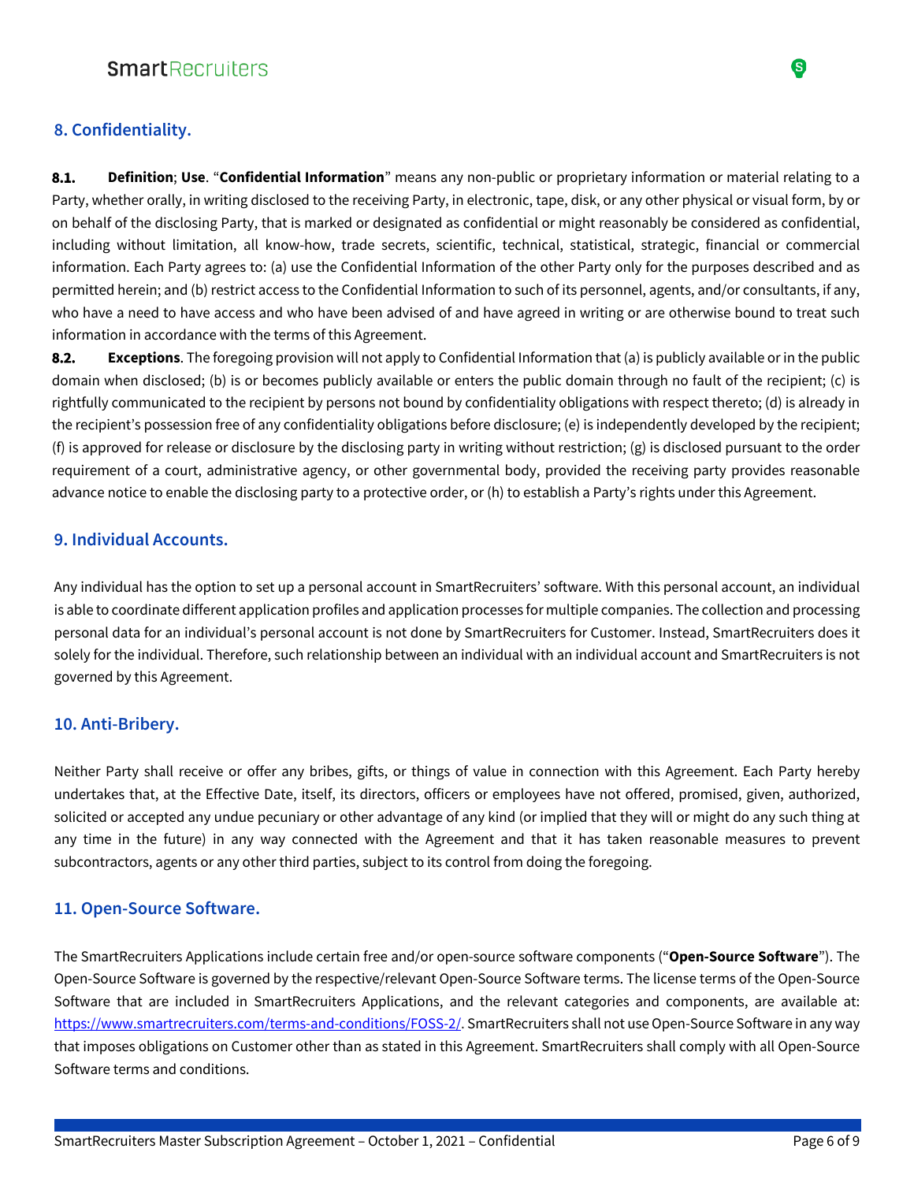## 8. Confidentiality.

**8.1. Definition**; **Use**. "**Confidential Information**" means any non-public or proprietary information or material relating to a Party, whether orally, in writing disclosed to the receiving Party, in electronic, tape, disk, or any other physical or visual form, by or on behalf of the disclosing Party, that is marked or designated as confidential or might reasonably be considered as confidential, including without limitation, all know-how, trade secrets, scientific, technical, statistical, strategic, financial or commercial information. Each Party agrees to: (a) use the Confidential Information of the other Party only for the purposes described and as permitted herein; and (b) restrict access to the Confidential Information to such of its personnel, agents, and/or consultants, if any, who have a need to have access and who have been advised of and have agreed in writing or are otherwise bound to treat such information in accordance with the terms of this Agreement.

**8.2. Exceptions**. The foregoing provision will not apply to Confidential Information that (a) is publicly available or in the public domain when disclosed; (b) is or becomes publicly available or enters the public domain through no fault of the recipient; (c) is rightfully communicated to the recipient by persons not bound by confidentiality obligations with respect thereto; (d) is already in the recipient's possession free of any confidentiality obligations before disclosure; (e) is independently developed by the recipient; (f) is approved for release or disclosure by the disclosing party in writing without restriction; (g) is disclosed pursuant to the order requirement of a court, administrative agency, or other governmental body, provided the receiving party provides reasonable advance notice to enable the disclosing party to a protective order, or (h) to establish a Party's rights under this Agreement.

## 9. Individual Accounts.

Any individual has the option to set up a personal account in SmartRecruiters' software. With this personal account, an individual is able to coordinate different application profiles and application processes for multiple companies. The collection and processing personal data for an individual's personal account is not done by SmartRecruiters for Customer. Instead, SmartRecruiters does it solely for the individual. Therefore, such relationship between an individual with an individual account and SmartRecruiters is not governed by this Agreement.

## 10. Anti-Bribery.

Neither Party shall receive or offer any bribes, gifts, or things of value in connection with this Agreement. Each Party hereby undertakes that, at the Effective Date, itself, its directors, officers or employees have not offered, promised, given, authorized, solicited or accepted any undue pecuniary or other advantage of any kind (or implied that they will or might do any such thing at any time in the future) in any way connected with the Agreement and that it has taken reasonable measures to prevent subcontractors, agents or any other third parties, subject to its control from doing the foregoing.

## 11. Open-Source Software.

The SmartRecruiters Applications include certain free and/or open-source software components ("**Open-Source Software**"). The Open-Source Software is governed by the respective/relevant Open-Source Software terms. The license terms of the Open-Source Software that are included in SmartRecruiters Applications, and the relevant categories and components, are available at: https://www.smartrecruiters.com/terms-and-conditions/FOSS-2/. SmartRecruiters shall not use Open-Source Software in any way that imposes obligations on Customer other than as stated in this Agreement. SmartRecruiters shall comply with all Open-Source Software terms and conditions.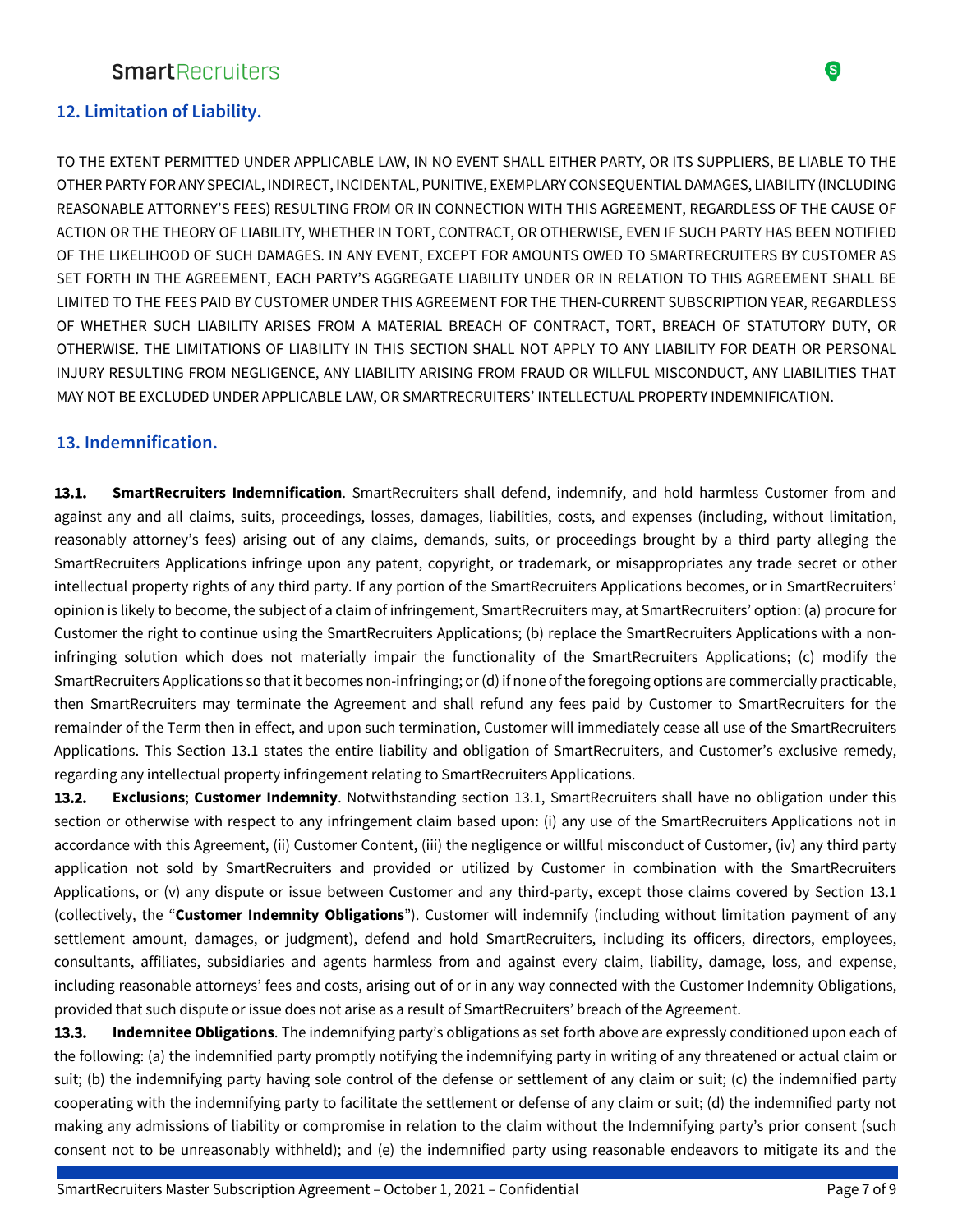## 12. Limitation of Liability.

TO THE EXTENT PERMITTED UNDER APPLICABLE LAW, IN NO EVENT SHALL EITHER PARTY, OR ITS SUPPLIERS, BE LIABLE TO THE OTHER PARTY FOR ANY SPECIAL, INDIRECT, INCIDENTAL, PUNITIVE, EXEMPLARY CONSEQUENTIAL DAMAGES, LIABILITY (INCLUDING REASONABLE ATTORNEY'S FEES) RESULTING FROM OR IN CONNECTION WITH THIS AGREEMENT, REGARDLESS OF THE CAUSE OF ACTION OR THE THEORY OF LIABILITY, WHETHER IN TORT, CONTRACT, OR OTHERWISE, EVEN IF SUCH PARTY HAS BEEN NOTIFIED OF THE LIKELIHOOD OF SUCH DAMAGES. IN ANY EVENT, EXCEPT FOR AMOUNTS OWED TO SMARTRECRUITERS BY CUSTOMER AS SET FORTH IN THE AGREEMENT, EACH PARTY'S AGGREGATE LIABILITY UNDER OR IN RELATION TO THIS AGREEMENT SHALL BE LIMITED TO THE FEES PAID BY CUSTOMER UNDER THIS AGREEMENT FOR THE THEN-CURRENT SUBSCRIPTION YEAR, REGARDLESS OF WHETHER SUCH LIABILITY ARISES FROM A MATERIAL BREACH OF CONTRACT, TORT, BREACH OF STATUTORY DUTY, OR OTHERWISE. THE LIMITATIONS OF LIABILITY IN THIS SECTION SHALL NOT APPLY TO ANY LIABILITY FOR DEATH OR PERSONAL INJURY RESULTING FROM NEGLIGENCE, ANY LIABILITY ARISING FROM FRAUD OR WILLFUL MISCONDUCT, ANY LIABILITIES THAT MAY NOT BE EXCLUDED UNDER APPLICABLE LAW, OR SMARTRECRUITERS' INTELLECTUAL PROPERTY INDEMNIFICATION.

## 13. Indemnification.

**13.1. SmartRecruiters Indemnification**. SmartRecruiters shall defend, indemnify, and hold harmless Customer from and against any and all claims, suits, proceedings, losses, damages, liabilities, costs, and expenses (including, without limitation, reasonably attorney's fees) arising out of any claims, demands, suits, or proceedings brought by a third party alleging the SmartRecruiters Applications infringe upon any patent, copyright, or trademark, or misappropriates any trade secret or other intellectual property rights of any third party. If any portion of the SmartRecruiters Applications becomes, or in SmartRecruiters' opinion is likely to become, the subject of a claim of infringement, SmartRecruiters may, at SmartRecruiters' option: (a) procure for Customer the right to continue using the SmartRecruiters Applications; (b) replace the SmartRecruiters Applications with a non-infringing solution which does not materially impair the functionality of the SmartRecruiters Applications; (c) modify the SmartRecruiters Applications so that it becomes non-infringing; or (d) if none of the foregoing options are commercially practicable, then SmartRecruiters may terminate the Agreement and shall refund any fees paid by Customer to SmartRecruiters for the remainder of the Term then in effect, and upon such termination, Customer will immediately cease all use of the SmartRecruiters Applications. This Section 13.1 states the entire liability and obligation of SmartRecruiters, and Customer's exclusive remedy, regarding any intellectual property infringement relating to SmartRecruiters Applications.

**13.2. Exclusions**; **Customer Indemnity**. Notwithstanding section 13.1, SmartRecruiters shall have no obligation under this section or otherwise with respect to any infringement claim based upon: (i) any use of the SmartRecruiters Applications not in accordance with this Agreement, (ii) Customer Content, (iii) the negligence or willful misconduct of Customer, (iv) any third party application not sold by SmartRecruiters and provided or utilized by Customer in combination with the SmartRecruiters Applications, or (v) any dispute or issue between Customer and any third-party, except those claims covered by Section 13.1 (collectively, the "**Customer Indemnity Obligations**"). Customer will indemnify (including without limitation payment of any settlement amount, damages, or judgment), defend and hold SmartRecruiters, including its officers, directors, employees, consultants, affiliates, subsidiaries and agents harmless from and against every claim, liability, damage, loss, and expense, including reasonable attorneys' fees and costs, arising out of or in any way connected with the Customer Indemnity Obligations, provided that such dispute or issue does not arise as a result of SmartRecruiters' breach of the Agreement.

**13.3. Indemnitee Obligations**. The indemnifying party's obligations as set forth above are expressly conditioned upon each of the following: (a) the indemnified party promptly notifying the indemnifying party in writing of any threatened or actual claim or suit; (b) the indemnifying party having sole control of the defense or settlement of any claim or suit; (c) the indemnified party cooperating with the indemnifying party to facilitate the settlement or defense of any claim or suit; (d) the indemnified party not making any admissions of liability or compromise in relation to the claim without the Indemnifying party's prior consent (such consent not to be unreasonably withheld); and (e) the indemnified party using reasonable endeavors to mitigate its and the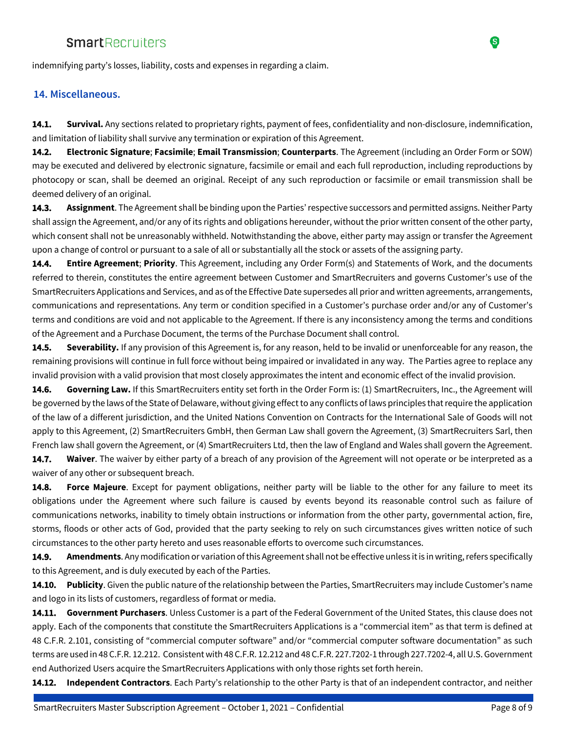indemnifying party's losses, liability, costs and expenses in regarding a claim.

## 14. Miscellaneous.

**14.1. Survival.** Any sections related to proprietary rights, payment of fees, confidentiality and non-disclosure, indemnification, and limitation of liability shall survive any termination or expiration of this Agreement.

**14.2. Electronic Signature**; **Facsimile**; **Email Transmission**; **Counterparts**. The Agreement (including an Order Form or SOW) may be executed and delivered by electronic signature, facsimile or email and each full reproduction, including reproductions by photocopy or scan, shall be deemed an original. Receipt of any such reproduction or facsimile or email transmission shall be deemed delivery of an original.

**14.3. Assignment**. The Agreement shall be binding upon the Parties' respective successors and permitted assigns. Neither Party shall assign the Agreement, and/or any of its rights and obligations hereunder, without the prior written consent of the other party, which consent shall not be unreasonably withheld. Notwithstanding the above, either party may assign or transfer the Agreement upon a change of control or pursuant to a sale of all or substantially all the stock or assets of the assigning party.

**14.4. Entire Agreement**; **Priority**. This Agreement, including any Order Form(s) and Statements of Work, and the documents referred to therein, constitutes the entire agreement between Customer and SmartRecruiters and governs Customer's use of the SmartRecruiters Applications and Services, and as of the Effective Date supersedes all prior and written agreements, arrangements, communications and representations. Any term or condition specified in a Customer's purchase order and/or any of Customer's terms and conditions are void and not applicable to the Agreement. If there is any inconsistency among the terms and conditions of the Agreement and a Purchase Document, the terms of the Purchase Document shall control.

**14.5. Severability.** If any provision of this Agreement is, for any reason, held to be invalid or unenforceable for any reason, the remaining provisions will continue in full force without being impaired or invalidated in any way. The Parties agree to replace any invalid provision with a valid provision that most closely approximates the intent and economic effect of the invalid provision.

**14.6. Governing Law.** If this SmartRecruiters entity set forth in the Order Form is: (1) SmartRecruiters, Inc., the Agreement will be governed by the laws of the State of Delaware, without giving effect to any conflicts of laws principles that require the application of the law of a different jurisdiction, and the United Nations Convention on Contracts for the International Sale of Goods will not apply to this Agreement, (2) SmartRecruiters GmbH, then German Law shall govern the Agreement, (3) SmartRecruiters Sarl, then French law shall govern the Agreement, or (4) SmartRecruiters Ltd, then the law of England and Wales shall govern the Agreement.

**14.7. Waiver**. The waiver by either party of a breach of any provision of the Agreement will not operate or be interpreted as a waiver of any other or subsequent breach.

**14.8. Force Majeure**. Except for payment obligations, neither party will be liable to the other for any failure to meet its obligations under the Agreement where such failure is caused by events beyond its reasonable control such as failure of communications networks, inability to timely obtain instructions or information from the other party, governmental action, fire, storms, floods or other acts of God, provided that the party seeking to rely on such circumstances gives written notice of such circumstances to the other party hereto and uses reasonable efforts to overcome such circumstances.

**14.9. Amendments**. Any modification or variation of this Agreement shall not be effective unless it is in writing, refers specifically to this Agreement, and is duly executed by each of the Parties.

**14.10. Publicity**. Given the public nature of the relationship between the Parties, SmartRecruiters may include Customer's name and logo in its lists of customers, regardless of format or media.

**14.11. Government Purchasers**. Unless Customer is a part of the Federal Government of the United States, this clause does not apply. Each of the components that constitute the SmartRecruiters Applications is a "commercial item" as that term is defined at 48 C.F.R. 2.101, consisting of "commercial computer software" and/or "commercial computer software documentation" as such terms are used in 48 C.F.R. 12.212. Consistent with 48 C.F.R. 12.212 and 48 C.F.R. 227.7202-1 through 227.7202-4, all U.S. Government end Authorized Users acquire the SmartRecruiters Applications with only those rights set forth herein.

**14.12. Independent Contractors**. Each Party's relationship to the other Party is that of an independent contractor, and neither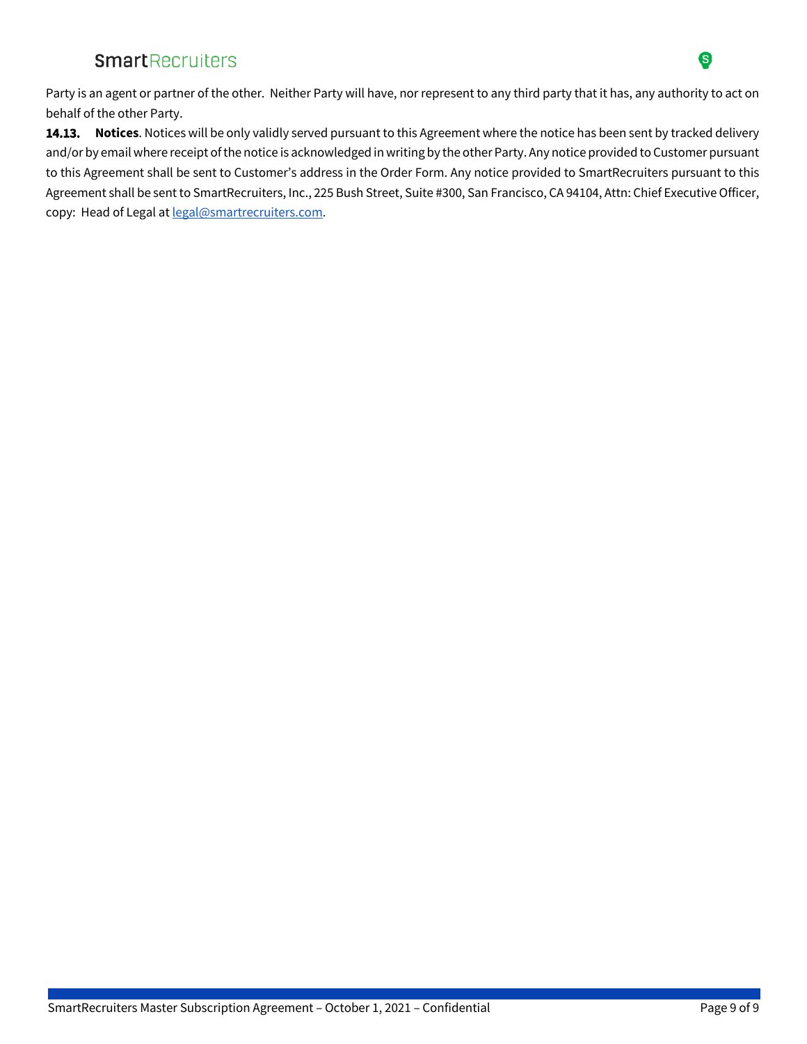Party is an agent or partner of the other. Neither Party will have, nor represent to any third party that it has, any authority to act on behalf of the other Party.

**14.13.** **Notices**. Notices will be only validly served pursuant to this Agreement where the notice has been sent by tracked delivery and/or by email where receipt of the notice is acknowledged in writing by the other Party. Any notice provided to Customer pursuant to this Agreement shall be sent to Customer's address in the Order Form. Any notice provided to SmartRecruiters pursuant to this Agreement shall be sent to SmartRecruiters, Inc., 225 Bush Street, Suite #300, San Francisco, CA 94104, Attn: Chief Executive Officer, copy: Head of Legal at legal@smartrecruiters.com.